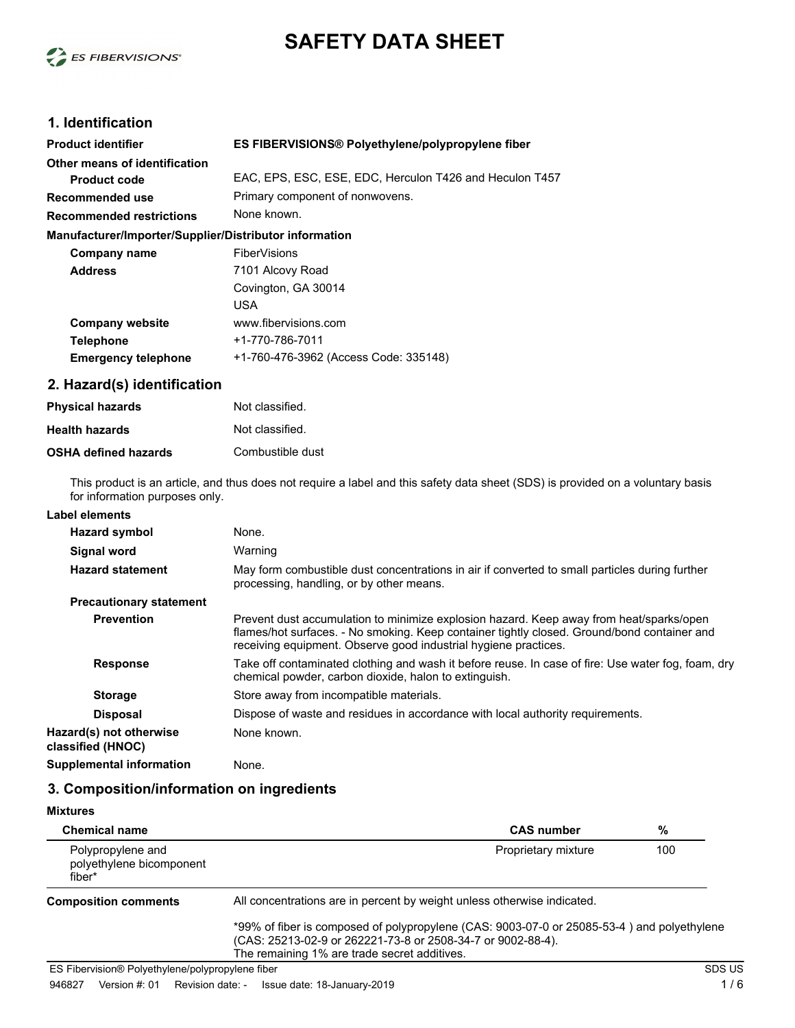# SAFETY DATA SHEET

## 1. Identification

**Product identifier** ES FIBERVISIONS® Polyethylene/polypropylene fiber

**Other means of identification**

**Product code** EAC, EPS, ESC, ESE, EDC, Herculon T426 and Heculon T457

**Recommended use** Primary component of nonwovens.

**Recommended restrictions** None known.

**Manufacturer/Importer/Supplier/Distributor information**

**Company name** FiberVisions

**Address** 7101 Alcovy Road
Covington, GA 30014
USA

**Company website** www.fibervisions.com

**Telephone** +1-770-786-7011

**Emergency telephone** +1-760-476-3962 (Access Code: 335148)

## 2. Hazard(s) identification

**Physical hazards** Not classified.

**Health hazards** Not classified.

**OSHA defined hazards** Combustible dust

This product is an article, and thus does not require a label and this safety data sheet (SDS) is provided on a voluntary basis for information purposes only.

**Label elements**

**Hazard symbol** None.

**Signal word** Warning

**Hazard statement** May form combustible dust concentrations in air if converted to small particles during further processing, handling, or by other means.

**Precautionary statement**

**Prevention** Prevent dust accumulation to minimize explosion hazard. Keep away from heat/sparks/open flames/hot surfaces. - No smoking. Keep container tightly closed. Ground/bond container and receiving equipment. Observe good industrial hygiene practices.

**Response** Take off contaminated clothing and wash it before reuse. In case of fire: Use water fog, foam, dry chemical powder, carbon dioxide, halon to extinguish.

**Storage** Store away from incompatible materials.

**Disposal** Dispose of waste and residues in accordance with local authority requirements.

**Hazard(s) not otherwise classified (HNOC)** None known.

**Supplemental information** None.

## 3. Composition/information on ingredients

**Mixtures**

| Chemical name | CAS number | % |
|---|---|---|
| Polypropylene and polyethylene bicomponent fiber* | Proprietary mixture | 100 |

**Composition comments** All concentrations are in percent by weight unless otherwise indicated.

*99% of fiber is composed of polypropylene (CAS: 9003-07-0 or 25085-53-4 ) and polyethylene (CAS: 25213-02-9 or 262221-73-8 or 2508-34-7 or 9002-88-4).
The remaining 1% are trade secret additives.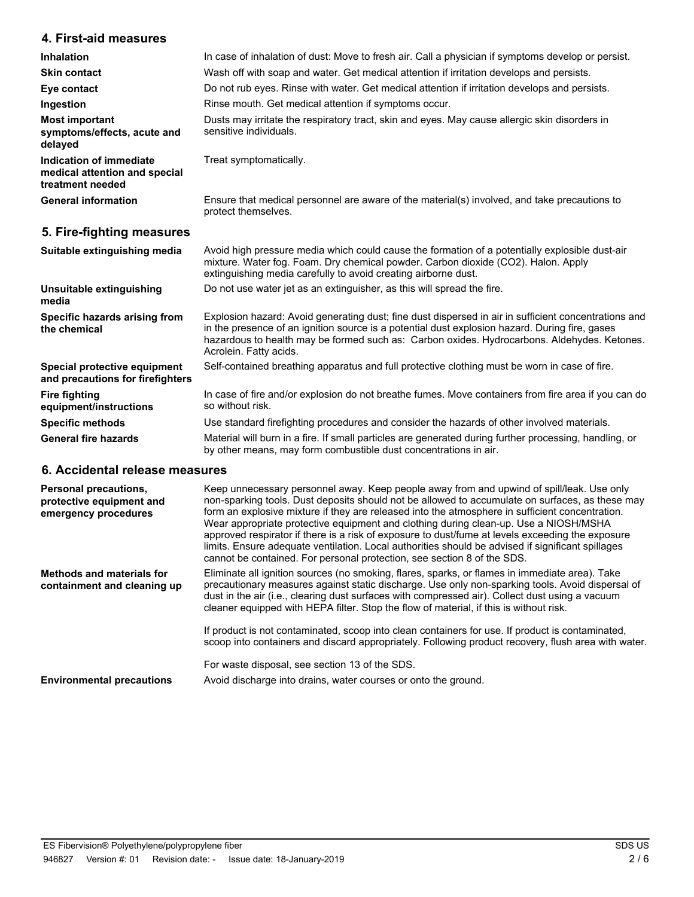## 4. First-aid measures

| | |
|---|---|
| **Inhalation** | In case of inhalation of dust: Move to fresh air. Call a physician if symptoms develop or persist. |
| **Skin contact** | Wash off with soap and water. Get medical attention if irritation develops and persists. |
| **Eye contact** | Do not rub eyes. Rinse with water. Get medical attention if irritation develops and persists. |
| **Ingestion** | Rinse mouth. Get medical attention if symptoms occur. |
| **Most important symptoms/effects, acute and delayed** | Dusts may irritate the respiratory tract, skin and eyes. May cause allergic skin disorders in sensitive individuals. |
| **Indication of immediate medical attention and special treatment needed** | Treat symptomatically. |
| **General information** | Ensure that medical personnel are aware of the material(s) involved, and take precautions to protect themselves. |

## 5. Fire-fighting measures

| | |
|---|---|
| **Suitable extinguishing media** | Avoid high pressure media which could cause the formation of a potentially explosible dust-air mixture. Water fog. Foam. Dry chemical powder. Carbon dioxide ($CO_2$). Halon. Apply extinguishing media carefully to avoid creating airborne dust. |
| **Unsuitable extinguishing media** | Do not use water jet as an extinguisher, as this will spread the fire. |
| **Specific hazards arising from the chemical** | Explosion hazard: Avoid generating dust; fine dust dispersed in air in sufficient concentrations and in the presence of an ignition source is a potential dust explosion hazard. During fire, gases hazardous to health may be formed such as: Carbon oxides. Hydrocarbons. Aldehydes. Ketones. Acrolein. Fatty acids. |
| **Special protective equipment and precautions for firefighters** | Self-contained breathing apparatus and full protective clothing must be worn in case of fire. |
| **Fire fighting equipment/instructions** | In case of fire and/or explosion do not breathe fumes. Move containers from fire area if you can do so without risk. |
| **Specific methods** | Use standard firefighting procedures and consider the hazards of other involved materials. |
| **General fire hazards** | Material will burn in a fire. If small particles are generated during further processing, handling, or by other means, may form combustible dust concentrations in air. |

## 6. Accidental release measures

| | |
|---|---|
| **Personal precautions, protective equipment and emergency procedures** | Keep unnecessary personnel away. Keep people away from and upwind of spill/leak. Use only non-sparking tools. Dust deposits should not be allowed to accumulate on surfaces, as these may form an explosive mixture if they are released into the atmosphere in sufficient concentration. Wear appropriate protective equipment and clothing during clean-up. Use a NIOSH/MSHA approved respirator if there is a risk of exposure to dust/fume at levels exceeding the exposure limits. Ensure adequate ventilation. Local authorities should be advised if significant spillages cannot be contained. For personal protection, see section 8 of the SDS. |
| **Methods and materials for containment and cleaning up** | Eliminate all ignition sources (no smoking, flares, sparks, or flames in immediate area). Take precautionary measures against static discharge. Use only non-sparking tools. Avoid dispersal of dust in the air (i.e., clearing dust surfaces with compressed air). Collect dust using a vacuum cleaner equipped with HEPA filter. Stop the flow of material, if this is without risk.<br><br>If product is not contaminated, scoop into clean containers for use. If product is contaminated, scoop into containers and discard appropriately. Following product recovery, flush area with water.<br><br>For waste disposal, see section 13 of the SDS. |
| **Environmental precautions** | Avoid discharge into drains, water courses or onto the ground. |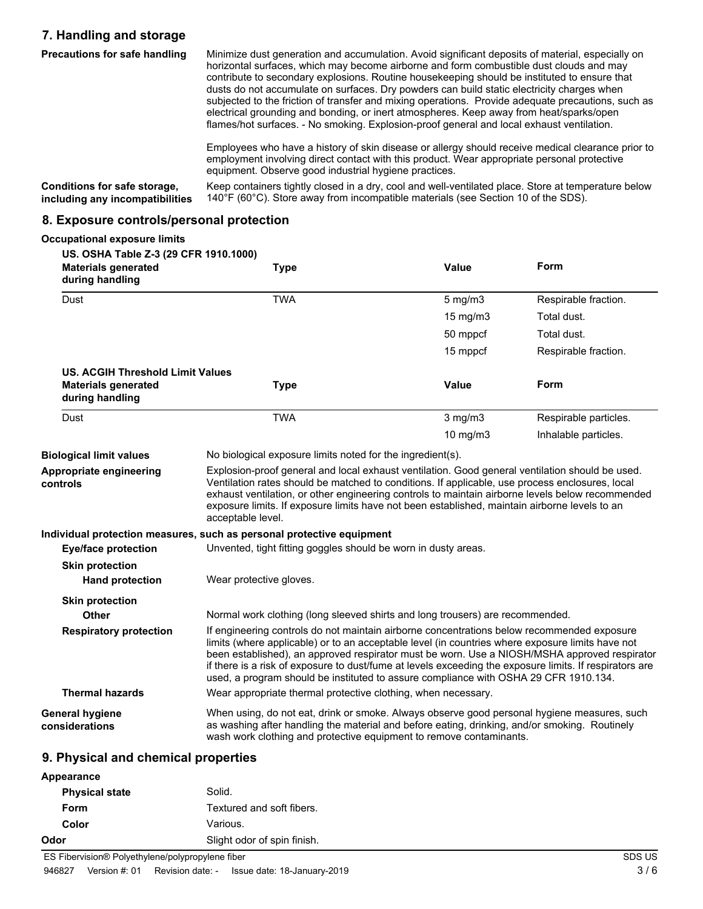## 7. Handling and storage

**Precautions for safe handling**

Minimize dust generation and accumulation. Avoid significant deposits of material, especially on horizontal surfaces, which may become airborne and form combustible dust clouds and may contribute to secondary explosions. Routine housekeeping should be instituted to ensure that dusts do not accumulate on surfaces. Dry powders can build static electricity charges when subjected to the friction of transfer and mixing operations. Provide adequate precautions, such as electrical grounding and bonding, or inert atmospheres. Keep away from heat/sparks/open flames/hot surfaces. - No smoking. Explosion-proof general and local exhaust ventilation.

Employees who have a history of skin disease or allergy should receive medical clearance prior to employment involving direct contact with this product. Wear appropriate personal protective equipment. Observe good industrial hygiene practices.

**Conditions for safe storage, including any incompatibilities**

Keep containers tightly closed in a dry, cool and well-ventilated place. Store at temperature below 140°F (60°C). Store away from incompatible materials (see Section 10 of the SDS).

## 8. Exposure controls/personal protection

**Occupational exposure limits**

**US. OSHA Table Z-3 (29 CFR 1910.1000)**

| Materials generated during handling | Type | Value | Form |
|---|---|---|---|
| Dust | TWA | 5 mg/m3 | Respirable fraction. |
| | | 15 mg/m3 | Total dust. |
| | | 50 mppcf | Total dust. |
| | | 15 mppcf | Respirable fraction. |

**US. ACGIH Threshold Limit Values**

| Materials generated during handling | Type | Value | Form |
|---|---|---|---|
| Dust | TWA | 3 mg/m3 | Respirable particles. |
| | | 10 mg/m3 | Inhalable particles. |

**Biological limit values**

No biological exposure limits noted for the ingredient(s).

**Appropriate engineering controls**

Explosion-proof general and local exhaust ventilation. Good general ventilation should be used. Ventilation rates should be matched to conditions. If applicable, use process enclosures, local exhaust ventilation, or other engineering controls to maintain airborne levels below recommended exposure limits. If exposure limits have not been established, maintain airborne levels to an acceptable level.

**Individual protection measures, such as personal protective equipment**

**Eye/face protection**

Unvented, tight fitting goggles should be worn in dusty areas.

**Skin protection**

**Hand protection**

Wear protective gloves.

**Skin protection**

**Other**

Normal work clothing (long sleeved shirts and long trousers) are recommended.

**Respiratory protection**

If engineering controls do not maintain airborne concentrations below recommended exposure limits (where applicable) or to an acceptable level (in countries where exposure limits have not been established), an approved respirator must be worn. Use a NIOSH/MSHA approved respirator if there is a risk of exposure to dust/fume at levels exceeding the exposure limits. If respirators are used, a program should be instituted to assure compliance with OSHA 29 CFR 1910.134.

**Thermal hazards**

Wear appropriate thermal protective clothing, when necessary.

**General hygiene considerations**

When using, do not eat, drink or smoke. Always observe good personal hygiene measures, such as washing after handling the material and before eating, drinking, and/or smoking. Routinely wash work clothing and protective equipment to remove contaminants.

## 9. Physical and chemical properties

**Appearance**

**Physical state**

Solid.

**Form**

Textured and soft fibers.

**Color**

Various.

**Odor**

Slight odor of spin finish.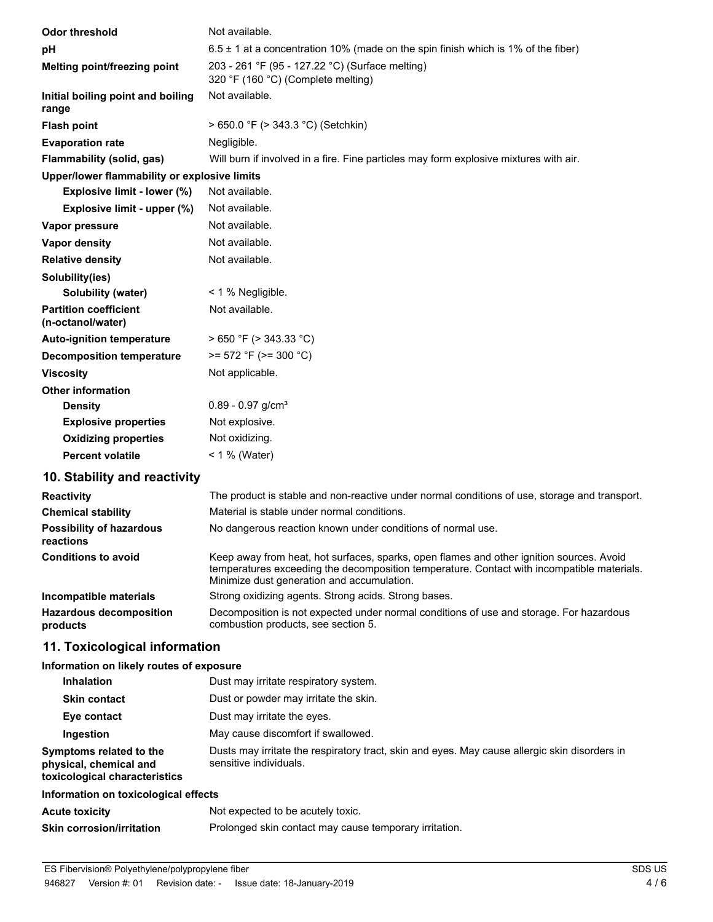| | |
|---|---|
| **Odor threshold** | Not available. |
| **pH** | 6.5 ± 1 at a concentration 10% (made on the spin finish which is 1% of the fiber) |
| **Melting point/freezing point** | 203 - 261 °F (95 - 127.22 °C) (Surface melting)<br>320 °F (160 °C) (Complete melting) |
| **Initial boiling point and boiling range** | Not available. |
| **Flash point** | > 650.0 °F (> 343.3 °C) (Setchkin) |
| **Evaporation rate** | Negligible. |
| **Flammability (solid, gas)** | Will burn if involved in a fire. Fine particles may form explosive mixtures with air. |
| **Upper/lower flammability or explosive limits** | |
| **Explosive limit - lower (%)** | Not available. |
| **Explosive limit - upper (%)** | Not available. |
| **Vapor pressure** | Not available. |
| **Vapor density** | Not available. |
| **Relative density** | Not available. |
| **Solubility(ies)** | |
| **Solubility (water)** | < 1 % Negligible. |
| **Partition coefficient (n-octanol/water)** | Not available. |
| **Auto-ignition temperature** | > 650 °F (> 343.33 °C) |
| **Decomposition temperature** | >= 572 °F (>= 300 °C) |
| **Viscosity** | Not applicable. |
| **Other information** | |
| **Density** | 0.89 - 0.97 g/cm³ |
| **Explosive properties** | Not explosive. |
| **Oxidizing properties** | Not oxidizing. |
| **Percent volatile** | < 1 % (Water) |

## 10. Stability and reactivity

| | |
|---|---|
| **Reactivity** | The product is stable and non-reactive under normal conditions of use, storage and transport. |
| **Chemical stability** | Material is stable under normal conditions. |
| **Possibility of hazardous reactions** | No dangerous reaction known under conditions of normal use. |
| **Conditions to avoid** | Keep away from heat, hot surfaces, sparks, open flames and other ignition sources. Avoid temperatures exceeding the decomposition temperature. Contact with incompatible materials. Minimize dust generation and accumulation. |
| **Incompatible materials** | Strong oxidizing agents. Strong acids. Strong bases. |
| **Hazardous decomposition products** | Decomposition is not expected under normal conditions of use and storage. For hazardous combustion products, see section 5. |

## 11. Toxicological information

**Information on likely routes of exposure**

| | |
|---|---|
| **Inhalation** | Dust may irritate respiratory system. |
| **Skin contact** | Dust or powder may irritate the skin. |
| **Eye contact** | Dust may irritate the eyes. |
| **Ingestion** | May cause discomfort if swallowed. |
| **Symptoms related to the physical, chemical and toxicological characteristics** | Dusts may irritate the respiratory tract, skin and eyes. May cause allergic skin disorders in sensitive individuals. |

**Information on toxicological effects**

| | |
|---|---|
| **Acute toxicity** | Not expected to be acutely toxic. |
| **Skin corrosion/irritation** | Prolonged skin contact may cause temporary irritation. |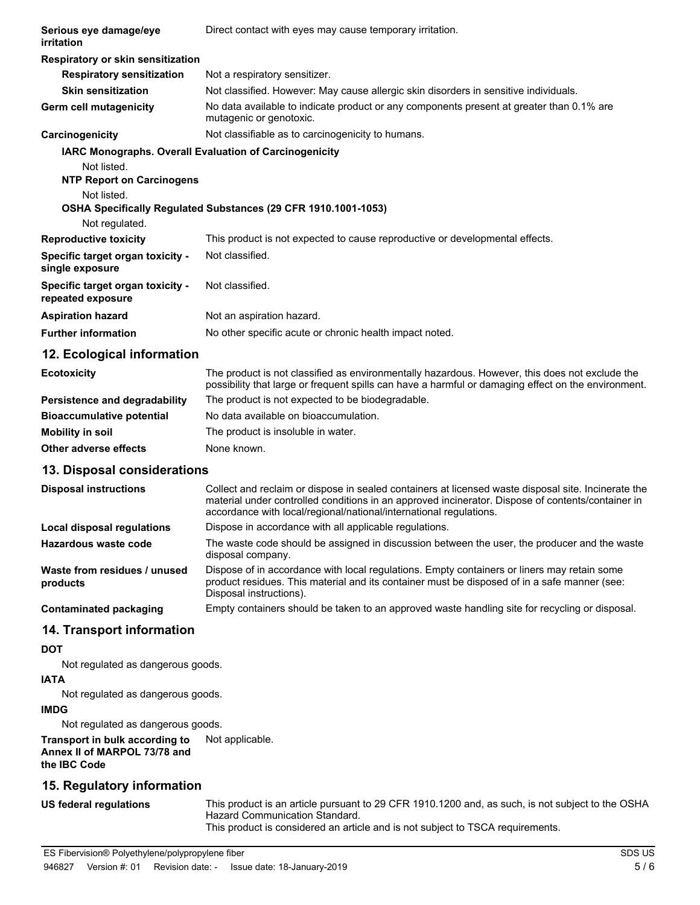| | |
|---|---|
| **Serious eye damage/eye irritation** | Direct contact with eyes may cause temporary irritation. |
| **Respiratory or skin sensitization** | |
| **Respiratory sensitization** | Not a respiratory sensitizer. |
| **Skin sensitization** | Not classified. However: May cause allergic skin disorders in sensitive individuals. |
| **Germ cell mutagenicity** | No data available to indicate product or any components present at greater than 0.1% are mutagenic or genotoxic. |
| **Carcinogenicity** | Not classifiable as to carcinogenicity to humans. |

**IARC Monographs. Overall Evaluation of Carcinogenicity**

Not listed.

**NTP Report on Carcinogens**

Not listed.

**OSHA Specifically Regulated Substances (29 CFR 1910.1001-1053)**

Not regulated.

| | |
|---|---|
| **Reproductive toxicity** | This product is not expected to cause reproductive or developmental effects. |
| **Specific target organ toxicity - single exposure** | Not classified. |
| **Specific target organ toxicity - repeated exposure** | Not classified. |
| **Aspiration hazard** | Not an aspiration hazard. |
| **Further information** | No other specific acute or chronic health impact noted. |

## 12. Ecological information

| | |
|---|---|
| **Ecotoxicity** | The product is not classified as environmentally hazardous. However, this does not exclude the possibility that large or frequent spills can have a harmful or damaging effect on the environment. |
| **Persistence and degradability** | The product is not expected to be biodegradable. |
| **Bioaccumulative potential** | No data available on bioaccumulation. |
| **Mobility in soil** | The product is insoluble in water. |
| **Other adverse effects** | None known. |

## 13. Disposal considerations

| | |
|---|---|
| **Disposal instructions** | Collect and reclaim or dispose in sealed containers at licensed waste disposal site. Incinerate the material under controlled conditions in an approved incinerator. Dispose of contents/container in accordance with local/regional/national/international regulations. |
| **Local disposal regulations** | Dispose in accordance with all applicable regulations. |
| **Hazardous waste code** | The waste code should be assigned in discussion between the user, the producer and the waste disposal company. |
| **Waste from residues / unused products** | Dispose of in accordance with local regulations. Empty containers or liners may retain some product residues. This material and its container must be disposed of in a safe manner (see: Disposal instructions). |
| **Contaminated packaging** | Empty containers should be taken to an approved waste handling site for recycling or disposal. |

## 14. Transport information

**DOT**

Not regulated as dangerous goods.

**IATA**

Not regulated as dangerous goods.

**IMDG**

Not regulated as dangerous goods.

| | |
|---|---|
| **Transport in bulk according to Annex II of MARPOL 73/78 and the IBC Code** | Not applicable. |

## 15. Regulatory information

| | |
|---|---|
| **US federal regulations** | This product is an article pursuant to 29 CFR 1910.1200 and, as such, is not subject to the OSHA Hazard Communication Standard. This product is considered an article and is not subject to TSCA requirements. |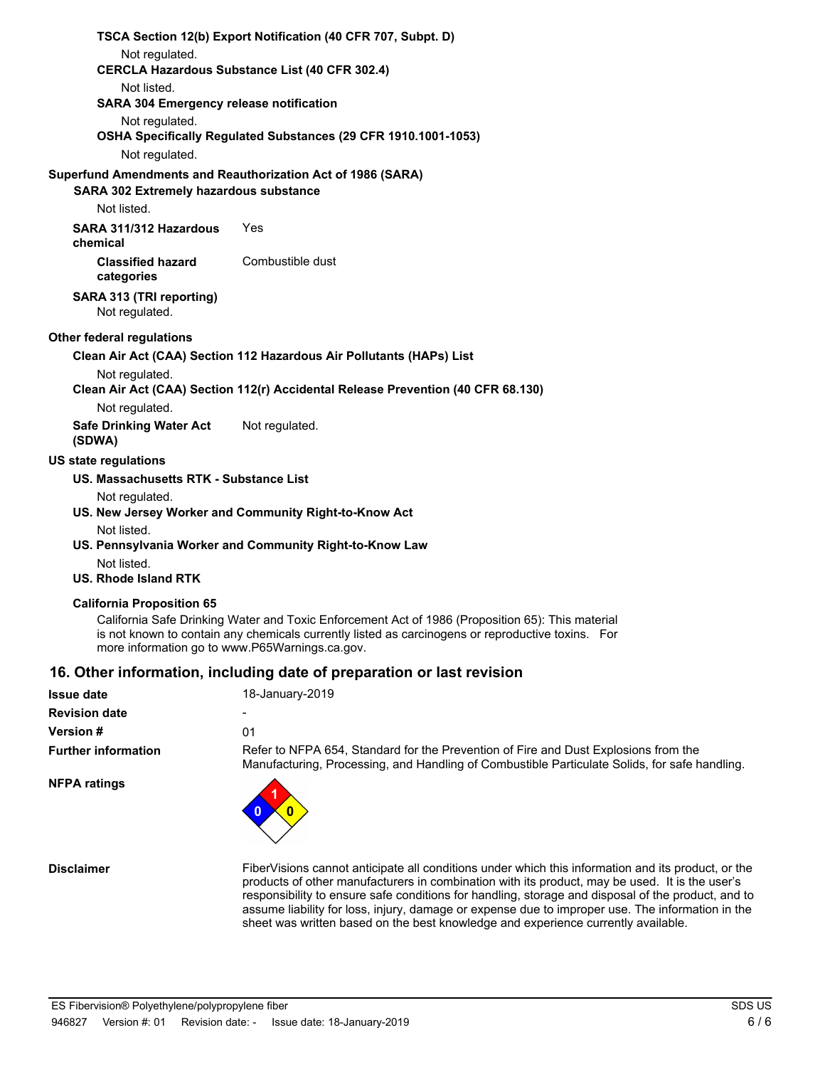**TSCA Section 12(b) Export Notification (40 CFR 707, Subpt. D)**

Not regulated.

**CERCLA Hazardous Substance List (40 CFR 302.4)**

Not listed.

**SARA 304 Emergency release notification**

Not regulated.

**OSHA Specifically Regulated Substances (29 CFR 1910.1001-1053)**

Not regulated.

**Superfund Amendments and Reauthorization Act of 1986 (SARA)**

**SARA 302 Extremely hazardous substance**

Not listed.

**SARA 311/312 Hazardous chemical** Yes

**Classified hazard categories** Combustible dust

**SARA 313 (TRI reporting)**

Not regulated.

**Other federal regulations**

**Clean Air Act (CAA) Section 112 Hazardous Air Pollutants (HAPs) List**

Not regulated.

**Clean Air Act (CAA) Section 112(r) Accidental Release Prevention (40 CFR 68.130)**

Not regulated.

**Safe Drinking Water Act (SDWA)** Not regulated.

**US state regulations**

**US. Massachusetts RTK - Substance List**

Not regulated.

**US. New Jersey Worker and Community Right-to-Know Act**

Not listed.

**US. Pennsylvania Worker and Community Right-to-Know Law**

Not listed.

**US. Rhode Island RTK**

**California Proposition 65**

California Safe Drinking Water and Toxic Enforcement Act of 1986 (Proposition 65): This material is not known to contain any chemicals currently listed as carcinogens or reproductive toxins. For more information go to www.P65Warnings.ca.gov.

## 16. Other information, including date of preparation or last revision

**Issue date** 18-January-2019

**Revision date** -

**Version #** 01

**Further information** Refer to NFPA 654, Standard for the Prevention of Fire and Dust Explosions from the Manufacturing, Processing, and Handling of Combustible Particulate Solids, for safe handling.

**NFPA ratings**

1
0 0

**Disclaimer** FiberVisions cannot anticipate all conditions under which this information and its product, or the products of other manufacturers in combination with its product, may be used. It is the user's responsibility to ensure safe conditions for handling, storage and disposal of the product, and to assume liability for loss, injury, damage or expense due to improper use. The information in the sheet was written based on the best knowledge and experience currently available.